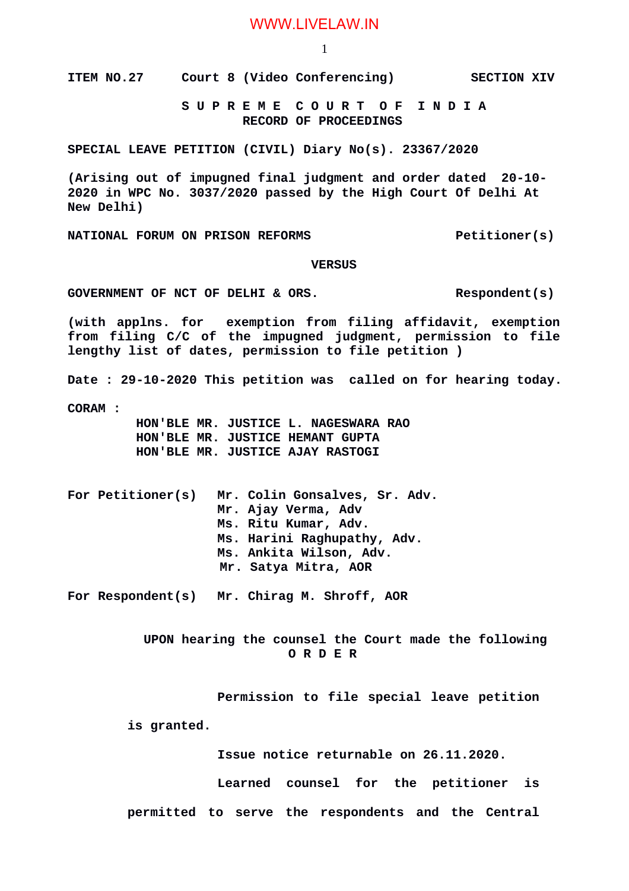**ITEM NO.27 Court 8 (Video Conferencing) SECTION XIV**

**S U P R E M E C O U R T O F I N D I A**
**RECORD OF PROCEEDINGS**

**SPECIAL LEAVE PETITION (CIVIL) Diary No(s). 23367/2020**

**(Arising out of impugned final judgment and order dated 20-10-2020 in WPC No. 3037/2020 passed by the High Court Of Delhi At New Delhi)**

**NATIONAL FORUM ON PRISON REFORMS Petitioner(s)**

**VERSUS**

**GOVERNMENT OF NCT OF DELHI & ORS. Respondent(s)**

**(with applns. for exemption from filing affidavit, exemption from filing C/C of the impugned judgment, permission to file lengthy list of dates, permission to file petition )**

**Date : 29-10-2020 This petition was called on for hearing today.**

**CORAM :**
**HON'BLE MR. JUSTICE L. NAGESWARA RAO**
**HON'BLE MR. JUSTICE HEMANT GUPTA**
**HON'BLE MR. JUSTICE AJAY RASTOGI**

**For Petitioner(s)**
**Mr. Colin Gonsalves, Sr. Adv.**
**Mr. Ajay Verma, Adv**
**Ms. Ritu Kumar, Adv.**
**Ms. Harini Raghupathy, Adv.**
**Ms. Ankita Wilson, Adv.**
**Mr. Satya Mitra, AOR**

**For Respondent(s)**
**Mr. Chirag M. Shroff, AOR**

**UPON hearing the counsel the Court made the following**
**O R D E R**

**Permission to file special leave petition is granted.**

**Issue notice returnable on 26.11.2020.**

**Learned counsel for the petitioner is permitted to serve the respondents and the Central**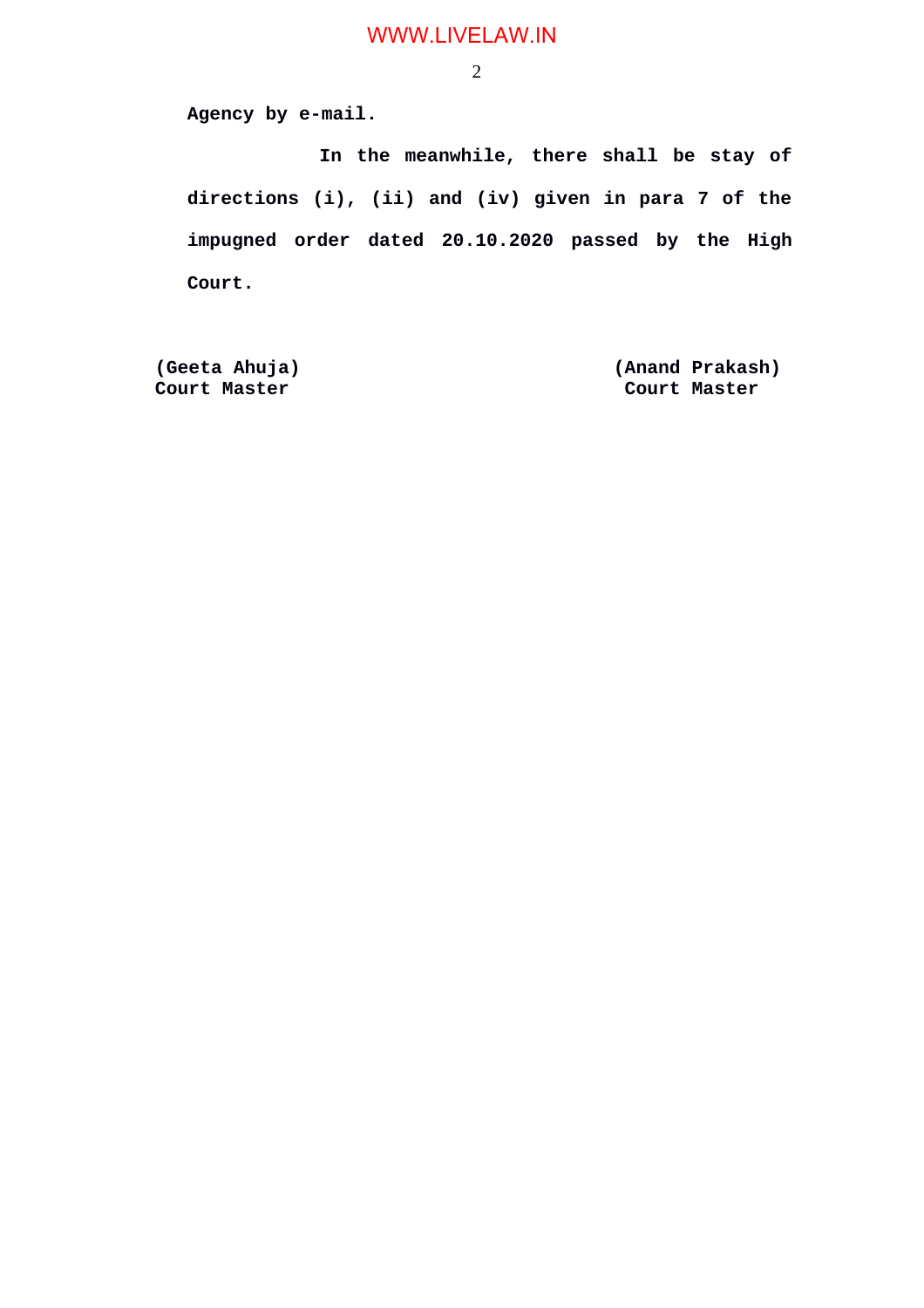**Agency by e-mail.**

**In the meanwhile, there shall be stay of directions (i), (ii) and (iv) given in para 7 of the impugned order dated 20.10.2020 passed by the High Court.**

| | |
|---|---|
| **(Geeta Ahuja)** | **(Anand Prakash)** |
| **Court Master** | **Court Master** |